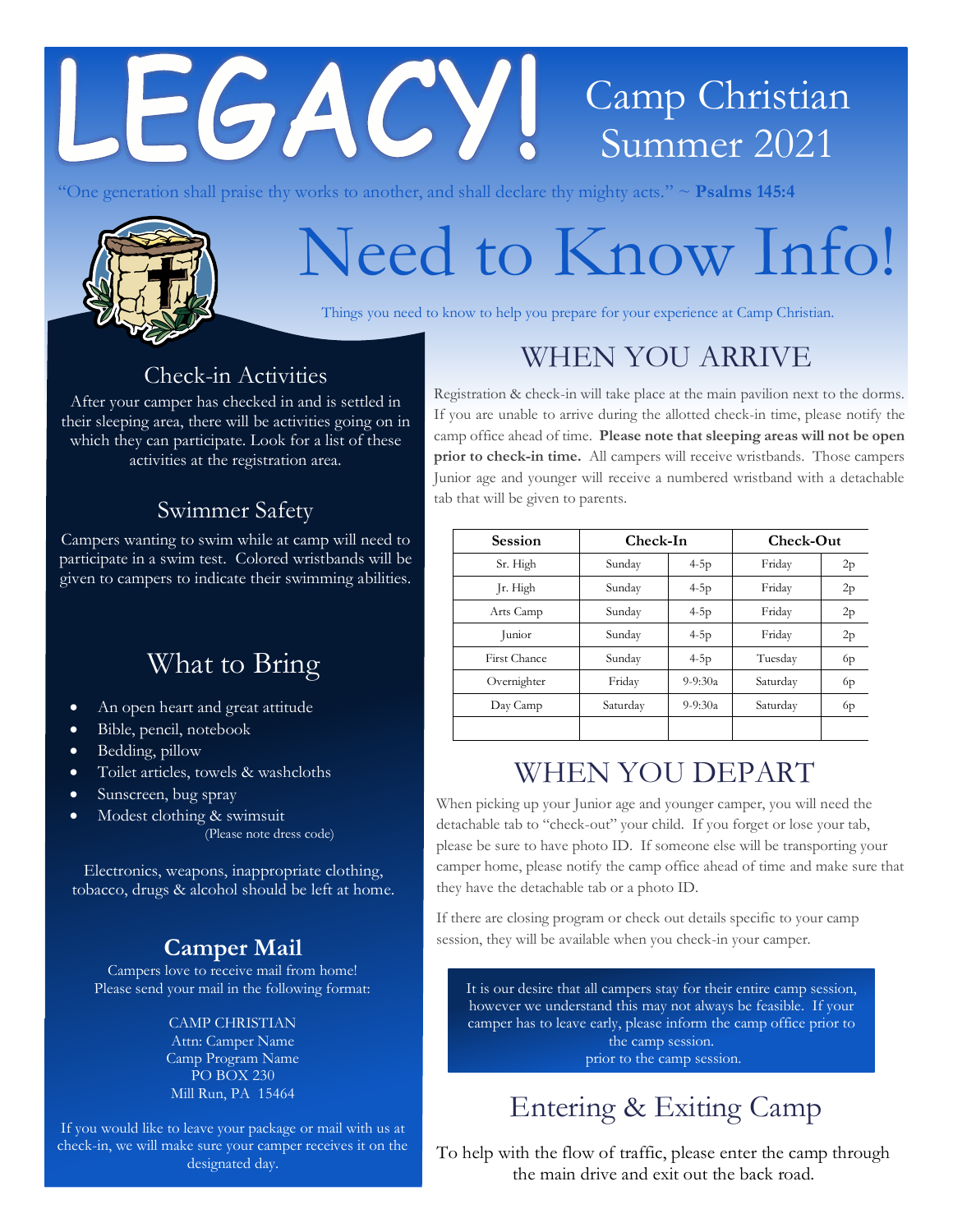# LEGACY!

Camp Christian
Summer 2021

"One generation shall praise thy works to another, and shall declare thy mighty acts." ~ **Psalms 145:4**

# Need to Know Info!

Things you need to know to help you prepare for your experience at Camp Christian.

## Check-in Activities

After your camper has checked in and is settled in their sleeping area, there will be activities going on in which they can participate. Look for a list of these activities at the registration area.

## Swimmer Safety

Campers wanting to swim while at camp will need to participate in a swim test. Colored wristbands will be given to campers to indicate their swimming abilities.

## What to Bring

- An open heart and great attitude
- Bible, pencil, notebook
- Bedding, pillow
- Toilet articles, towels & washcloths
- Sunscreen, bug spray
- Modest clothing & swimsuit
  (Please note dress code)

Electronics, weapons, inappropriate clothing, tobacco, drugs & alcohol should be left at home.

## Camper Mail

Campers love to receive mail from home! Please send your mail in the following format:

CAMP CHRISTIAN
Attn: Camper Name
Camp Program Name
PO BOX 230
Mill Run, PA 15464

If you would like to leave your package or mail with us at check-in, we will make sure your camper receives it on the designated day.

## WHEN YOU ARRIVE

Registration & check-in will take place at the main pavilion next to the dorms. If you are unable to arrive during the allotted check-in time, please notify the camp office ahead of time. **Please note that sleeping areas will not be open prior to check-in time.** All campers will receive wristbands. Those campers Junior age and younger will receive a numbered wristband with a detachable tab that will be given to parents.

| Session | Check-In | | Check-Out | |
|---|---|---|---|---|
| Sr. High | Sunday | 4-5p | Friday | 2p |
| Jr. High | Sunday | 4-5p | Friday | 2p |
| Arts Camp | Sunday | 4-5p | Friday | 2p |
| Junior | Sunday | 4-5p | Friday | 2p |
| First Chance | Sunday | 4-5p | Tuesday | 6p |
| Overnighter | Friday | 9-9:30a | Saturday | 6p |
| Day Camp | Saturday | 9-9:30a | Saturday | 6p |
| | | | | |

## WHEN YOU DEPART

When picking up your Junior age and younger camper, you will need the detachable tab to "check-out" your child. If you forget or lose your tab, please be sure to have photo ID. If someone else will be transporting your camper home, please notify the camp office ahead of time and make sure that they have the detachable tab or a photo ID.

If there are closing program or check out details specific to your camp session, they will be available when you check-in your camper.

It is our desire that all campers stay for their entire camp session, however we understand this may not always be feasible. If your camper has to leave early, please inform the camp office prior to the camp session.
prior to the camp session.

## Entering & Exiting Camp

To help with the flow of traffic, please enter the camp through the main drive and exit out the back road.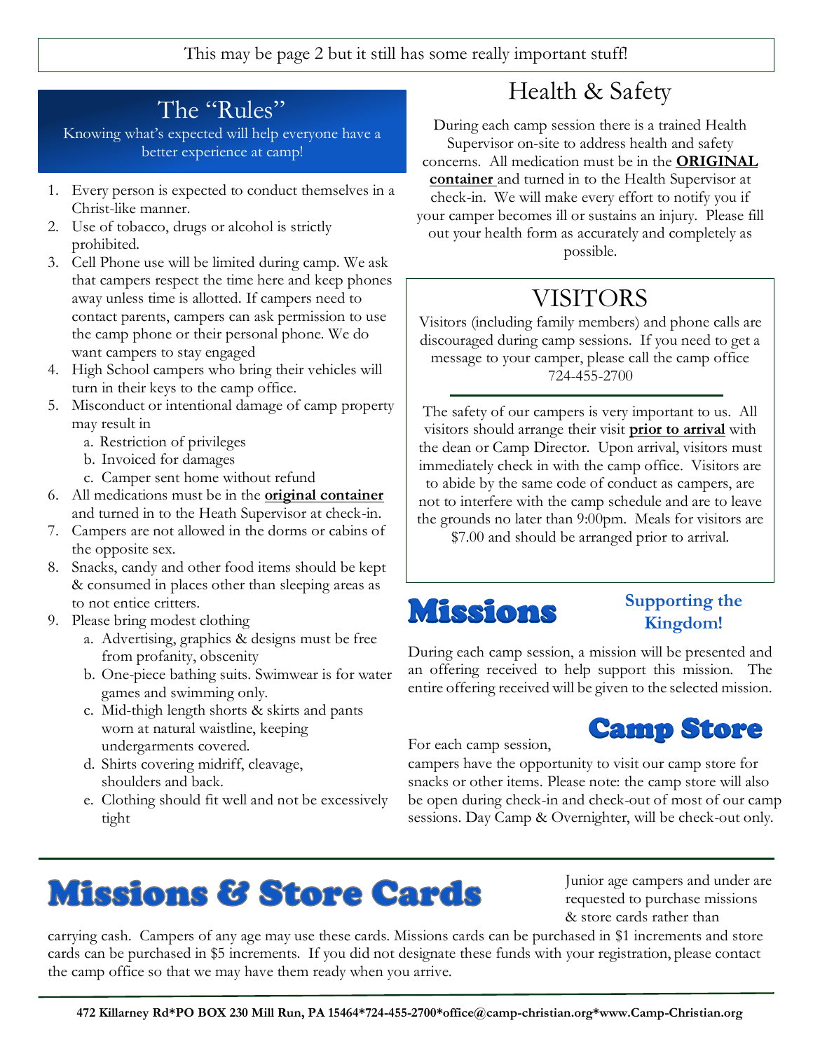This may be page 2 but it still has some really important stuff!

## The "Rules"

Knowing what's expected will help everyone have a better experience at camp!

1. Every person is expected to conduct themselves in a Christ-like manner.
2. Use of tobacco, drugs or alcohol is strictly prohibited.
3. Cell Phone use will be limited during camp. We ask that campers respect the time here and keep phones away unless time is allotted. If campers need to contact parents, campers can ask permission to use the camp phone or their personal phone. We do want campers to stay engaged
4. High School campers who bring their vehicles will turn in their keys to the camp office.
5. Misconduct or intentional damage of camp property may result in
   a. Restriction of privileges
   b. Invoiced for damages
   c. Camper sent home without refund
6. All medications must be in the **original container** and turned in to the Heath Supervisor at check-in.
7. Campers are not allowed in the dorms or cabins of the opposite sex.
8. Snacks, candy and other food items should be kept & consumed in places other than sleeping areas as to not entice critters.
9. Please bring modest clothing
   a. Advertising, graphics & designs must be free from profanity, obscenity
   b. One-piece bathing suits. Swimwear is for water games and swimming only.
   c. Mid-thigh length shorts & skirts and pants worn at natural waistline, keeping undergarments covered.
   d. Shirts covering midriff, cleavage, shoulders and back.
   e. Clothing should fit well and not be excessively tight

## Health & Safety

During each camp session there is a trained Health Supervisor on-site to address health and safety concerns. All medication must be in the **ORIGINAL container** and turned in to the Health Supervisor at check-in. We will make every effort to notify you if your camper becomes ill or sustains an injury. Please fill out your health form as accurately and completely as possible.

## VISITORS

Visitors (including family members) and phone calls are discouraged during camp sessions. If you need to get a message to your camper, please call the camp office 724-455-2700

---

The safety of our campers is very important to us. All visitors should arrange their visit **prior to arrival** with the dean or Camp Director. Upon arrival, visitors must immediately check in with the camp office. Visitors are to abide by the same code of conduct as campers, are not to interfere with the camp schedule and are to leave the grounds no later than 9:00pm. Meals for visitors are $7.00 and should be arranged prior to arrival.

## Missions

**Supporting the Kingdom!**

During each camp session, a mission will be presented and an offering received to help support this mission. The entire offering received will be given to the selected mission.

## Camp Store

For each camp session, campers have the opportunity to visit our camp store for snacks or other items. Please note: the camp store will also be open during check-in and check-out of most of our camp sessions. Day Camp & Overnighter, will be check-out only.

## Missions & Store Cards

Junior age campers and under are requested to purchase missions & store cards rather than carrying cash. Campers of any age may use these cards. Missions cards can be purchased in $1 increments and store cards can be purchased in $5 increments. If you did not designate these funds with your registration, please contact the camp office so that we may have them ready when you arrive.

**472 Killarney Rd*PO BOX 230 Mill Run, PA 15464*724-455-2700*office@camp-christian.org*www.Camp-Christian.org**